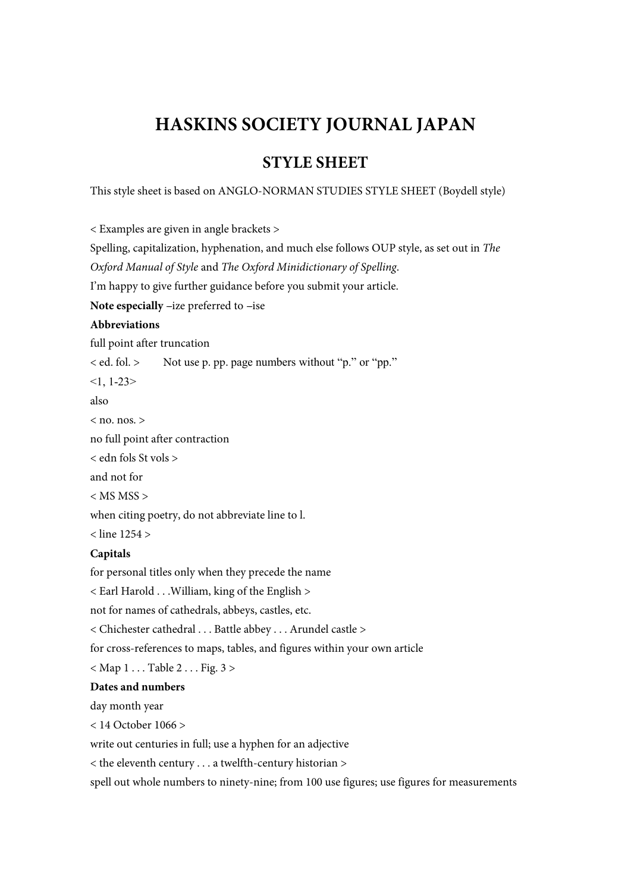# HASKINS SOCIETY JOURNAL JAPAN

## STYLE SHEET

This style sheet is based on ANGLO-NORMAN STUDIES STYLE SHEET (Boydell style)

< Examples are given in angle brackets >

Spelling, capitalization, hyphenation, and much else follows OUP style, as set out in *The Oxford Manual of Style* and *The Oxford Minidictionary of Spelling*.

I'm happy to give further guidance before you submit your article.

**Note especially** –ize preferred to –ise

**Abbreviations**

full point after truncation

< ed. fol. >  Not use p. pp. page numbers without "p." or "pp."

<1, 1-23>

also

< no. nos. >

no full point after contraction

< edn fols St vols >

and not for

< MS MSS >

when citing poetry, do not abbreviate line to l.

< line 1254 >

**Capitals**

for personal titles only when they precede the name

< Earl Harold . . .William, king of the English >

not for names of cathedrals, abbeys, castles, etc.

< Chichester cathedral . . . Battle abbey . . . Arundel castle >

for cross-references to maps, tables, and figures within your own article

< Map 1 . . . Table 2 . . . Fig. 3 >

**Dates and numbers**

day month year

< 14 October 1066 >

write out centuries in full; use a hyphen for an adjective

< the eleventh century . . . a twelfth-century historian >

spell out whole numbers to ninety-nine; from 100 use figures; use figures for measurements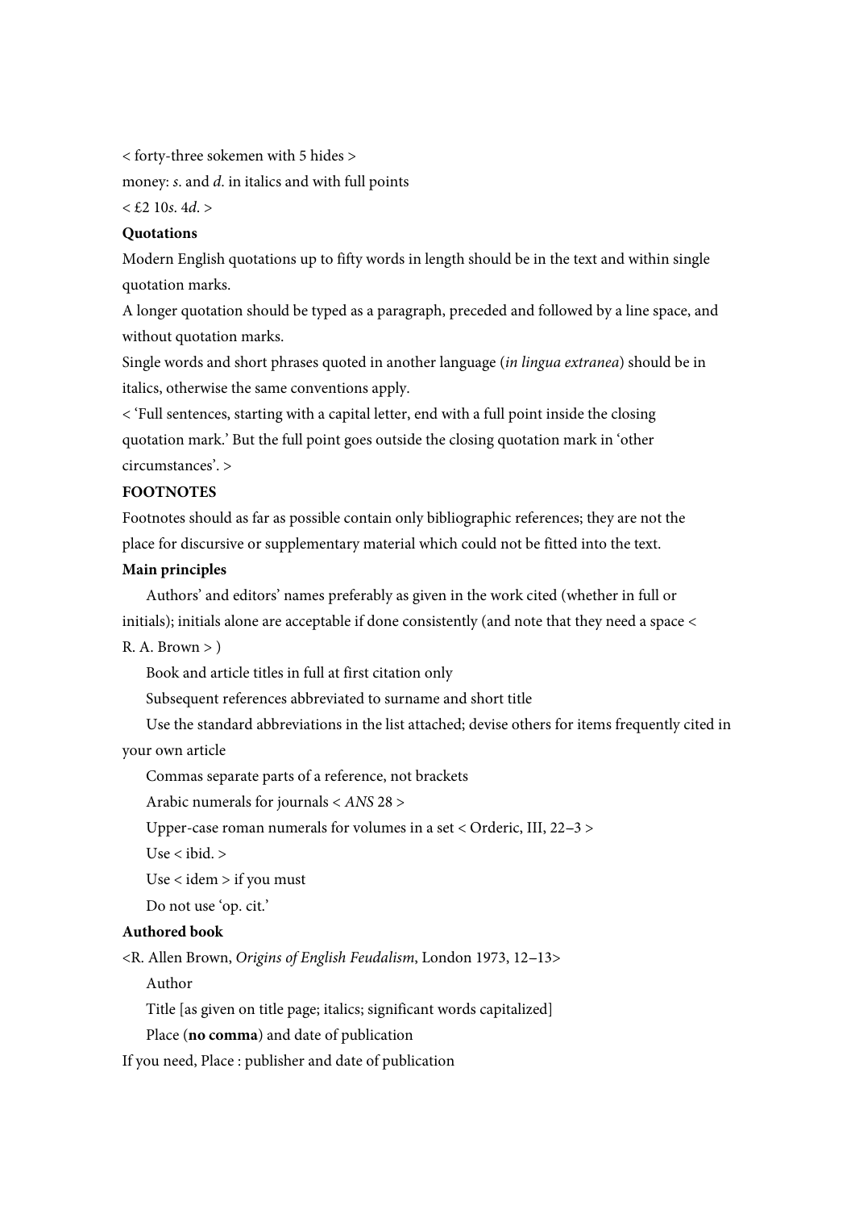< forty-three sokemen with 5 hides >

money: *s*. and *d*. in italics and with full points

< £2 10*s*. 4*d*. >

**Quotations**

Modern English quotations up to fifty words in length should be in the text and within single quotation marks.

A longer quotation should be typed as a paragraph, preceded and followed by a line space, and without quotation marks.

Single words and short phrases quoted in another language (*in lingua extranea*) should be in italics, otherwise the same conventions apply.

< 'Full sentences, starting with a capital letter, end with a full point inside the closing quotation mark.' But the full point goes outside the closing quotation mark in 'other circumstances'. >

**FOOTNOTES**

Footnotes should as far as possible contain only bibliographic references; they are not the place for discursive or supplementary material which could not be fitted into the text.

**Main principles**

Authors' and editors' names preferably as given in the work cited (whether in full or initials); initials alone are acceptable if done consistently (and note that they need a space < R. A. Brown > )

Book and article titles in full at first citation only

Subsequent references abbreviated to surname and short title

Use the standard abbreviations in the list attached; devise others for items frequently cited in your own article

Commas separate parts of a reference, not brackets

Arabic numerals for journals < *ANS* 28 >

Upper-case roman numerals for volumes in a set < Orderic, III, 22–3 >

Use < ibid. >

Use < idem > if you must

Do not use 'op. cit.'

**Authored book**

<R. Allen Brown, *Origins of English Feudalism*, London 1973, 12–13>

Author

Title [as given on title page; italics; significant words capitalized]

Place (**no comma**) and date of publication

If you need, Place : publisher and date of publication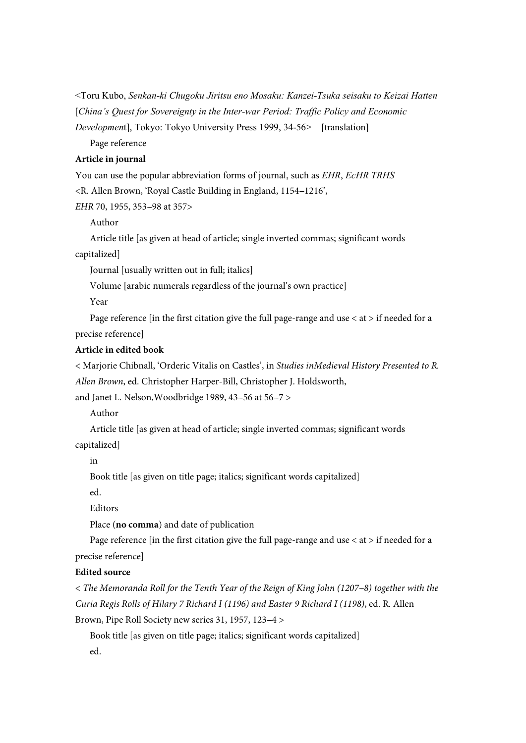<Toru Kubo, *Senkan-ki Chugoku Jiritsu eno Mosaku: Kanzei-Tsuka seisaku to Keizai Hatten* [*China's Quest for Sovereignty in the Inter-war Period: Traffic Policy and Economic Development*], Tokyo: Tokyo University Press 1999, 34-56> [translation]

Page reference

**Article in journal**

You can use the popular abbreviation forms of journal, such as *EHR*, *EcHR TRHS*

<R. Allen Brown, 'Royal Castle Building in England, 1154–1216', *EHR* 70, 1955, 353–98 at 357>

Author

Article title [as given at head of article; single inverted commas; significant words capitalized]

Journal [usually written out in full; italics]

Volume [arabic numerals regardless of the journal's own practice]

Year

Page reference [in the first citation give the full page-range and use < at > if needed for a precise reference]

**Article in edited book**

< Marjorie Chibnall, 'Orderic Vitalis on Castles', in *Studies inMedieval History Presented to R. Allen Brown*, ed. Christopher Harper-Bill, Christopher J. Holdsworth, and Janet L. Nelson,Woodbridge 1989, 43–56 at 56–7 >

Author

Article title [as given at head of article; single inverted commas; significant words capitalized]

in

Book title [as given on title page; italics; significant words capitalized]

ed.

Editors

Place (**no comma**) and date of publication

Page reference [in the first citation give the full page-range and use < at > if needed for a precise reference]

**Edited source**

< *The Memoranda Roll for the Tenth Year of the Reign of King John (1207–8) together with the Curia Regis Rolls of Hilary 7 Richard I (1196) and Easter 9 Richard I (1198)*, ed. R. Allen Brown, Pipe Roll Society new series 31, 1957, 123–4 >

Book title [as given on title page; italics; significant words capitalized]

ed.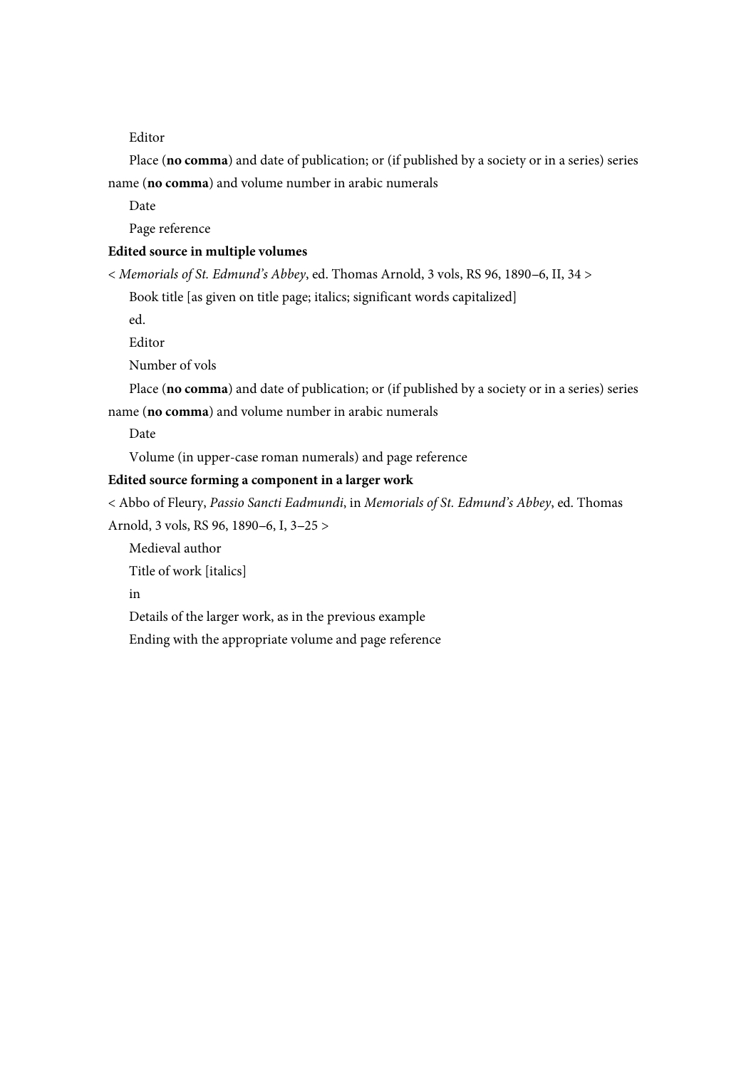Editor

Place (**no comma**) and date of publication; or (if published by a society or in a series) series name (**no comma**) and volume number in arabic numerals

Date

Page reference

**Edited source in multiple volumes**

< *Memorials of St. Edmund's Abbey*, ed. Thomas Arnold, 3 vols, RS 96, 1890–6, II, 34 >

Book title [as given on title page; italics; significant words capitalized]

ed.

Editor

Number of vols

Place (**no comma**) and date of publication; or (if published by a society or in a series) series name (**no comma**) and volume number in arabic numerals

Date

Volume (in upper-case roman numerals) and page reference

**Edited source forming a component in a larger work**

< Abbo of Fleury, *Passio Sancti Eadmundi*, in *Memorials of St. Edmund's Abbey*, ed. Thomas Arnold, 3 vols, RS 96, 1890–6, I, 3–25 >

Medieval author

Title of work [italics]

in

Details of the larger work, as in the previous example

Ending with the appropriate volume and page reference